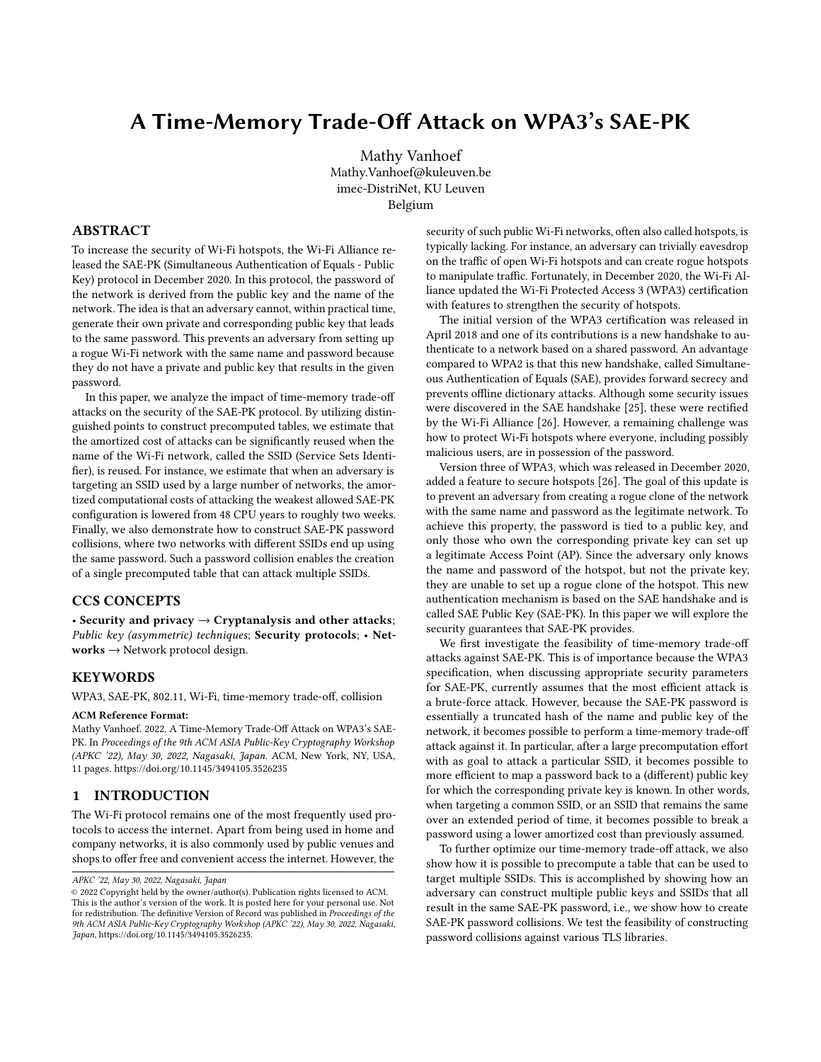// A Time-Memory Trade-Off Attack on WPA3's SAE-PK

Mathy Vanhoef
Mathy.Vanhoef@kuleuven.be
imec-DistriNet, KU Leuven
Belgium

## ABSTRACT

To increase the security of Wi-Fi hotspots, the Wi-Fi Alliance released the SAE-PK (Simultaneous Authentication of Equals - Public Key) protocol in December 2020. In this protocol, the password of the network is derived from the public key and the name of the network. The idea is that an adversary cannot, within practical time, generate their own private and corresponding public key that leads to the same password. This prevents an adversary from setting up a rogue Wi-Fi network with the same name and password because they do not have a private and public key that results in the given password.

In this paper, we analyze the impact of time-memory trade-off attacks on the security of the SAE-PK protocol. By utilizing distinguished points to construct precomputed tables, we estimate that the amortized cost of attacks can be significantly reused when the name of the Wi-Fi network, called the SSID (Service Sets Identifier), is reused. For instance, we estimate that when an adversary is targeting an SSID used by a large number of networks, the amortized computational costs of attacking the weakest allowed SAE-PK configuration is lowered from 48 CPU years to roughly two weeks. Finally, we also demonstrate how to construct SAE-PK password collisions, where two networks with different SSIDs end up using the same password. Such a password collision enables the creation of a single precomputed table that can attack multiple SSIDs.

## CCS CONCEPTS

• **Security and privacy** → **Cryptanalysis and other attacks**; *Public key (asymmetric) techniques*; **Security protocols**; • **Networks** → Network protocol design.

## KEYWORDS

WPA3, SAE-PK, 802.11, Wi-Fi, time-memory trade-off, collision

**ACM Reference Format:**
Mathy Vanhoef. 2022. A Time-Memory Trade-Off Attack on WPA3's SAE-PK. In *Proceedings of the 9th ACM ASIA Public-Key Cryptography Workshop (APKC '22), May 30, 2022, Nagasaki, Japan.* ACM, New York, NY, USA, 11 pages. https://doi.org/10.1145/3494105.3526235

## 1 INTRODUCTION

The Wi-Fi protocol remains one of the most frequently used protocols to access the internet. Apart from being used in home and company networks, it is also commonly used by public venues and shops to offer free and convenient access the internet. However, the security of such public Wi-Fi networks, often also called hotspots, is typically lacking. For instance, an adversary can trivially eavesdrop on the traffic of open Wi-Fi hotspots and can create rogue hotspots to manipulate traffic. Fortunately, in December 2020, the Wi-Fi Alliance updated the Wi-Fi Protected Access 3 (WPA3) certification with features to strengthen the security of hotspots.

The initial version of the WPA3 certification was released in April 2018 and one of its contributions is a new handshake to authenticate to a network based on a shared password. An advantage compared to WPA2 is that this new handshake, called Simultaneous Authentication of Equals (SAE), provides forward secrecy and prevents offline dictionary attacks. Although some security issues were discovered in the SAE handshake [25], these were rectified by the Wi-Fi Alliance [26]. However, a remaining challenge was how to protect Wi-Fi hotspots where everyone, including possibly malicious users, are in possession of the password.

Version three of WPA3, which was released in December 2020, added a feature to secure hotspots [26]. The goal of this update is to prevent an adversary from creating a rogue clone of the network with the same name and password as the legitimate network. To achieve this property, the password is tied to a public key, and only those who own the corresponding private key can set up a legitimate Access Point (AP). Since the adversary only knows the name and password of the hotspot, but not the private key, they are unable to set up a rogue clone of the hotspot. This new authentication mechanism is based on the SAE handshake and is called SAE Public Key (SAE-PK). In this paper we will explore the security guarantees that SAE-PK provides.

We first investigate the feasibility of time-memory trade-off attacks against SAE-PK. This is of importance because the WPA3 specification, when discussing appropriate security parameters for SAE-PK, currently assumes that the most efficient attack is a brute-force attack. However, because the SAE-PK password is essentially a truncated hash of the name and public key of the network, it becomes possible to perform a time-memory trade-off attack against it. In particular, after a large precomputation effort with as goal to attack a particular SSID, it becomes possible to more efficient to map a password back to a (different) public key for which the corresponding private key is known. In other words, when targeting a common SSID, or an SSID that remains the same over an extended period of time, it becomes possible to break a password using a lower amortized cost than previously assumed.

To further optimize our time-memory trade-off attack, we also show how it is possible to precompute a table that can be used to target multiple SSIDs. This is accomplished by showing how an adversary can construct multiple public keys and SSIDs that all result in the same SAE-PK password, i.e., we show how to create SAE-PK password collisions. We test the feasibility of constructing password collisions against various TLS libraries.

*APKC '22, May 30, 2022, Nagasaki, Japan*
© 2022 Copyright held by the owner/author(s). Publication rights licensed to ACM. This is the author's version of the work. It is posted here for your personal use. Not for redistribution. The definitive Version of Record was published in *Proceedings of the 9th ACM ASIA Public-Key Cryptography Workshop (APKC '22), May 30, 2022, Nagasaki, Japan*, https://doi.org/10.1145/3494105.3526235.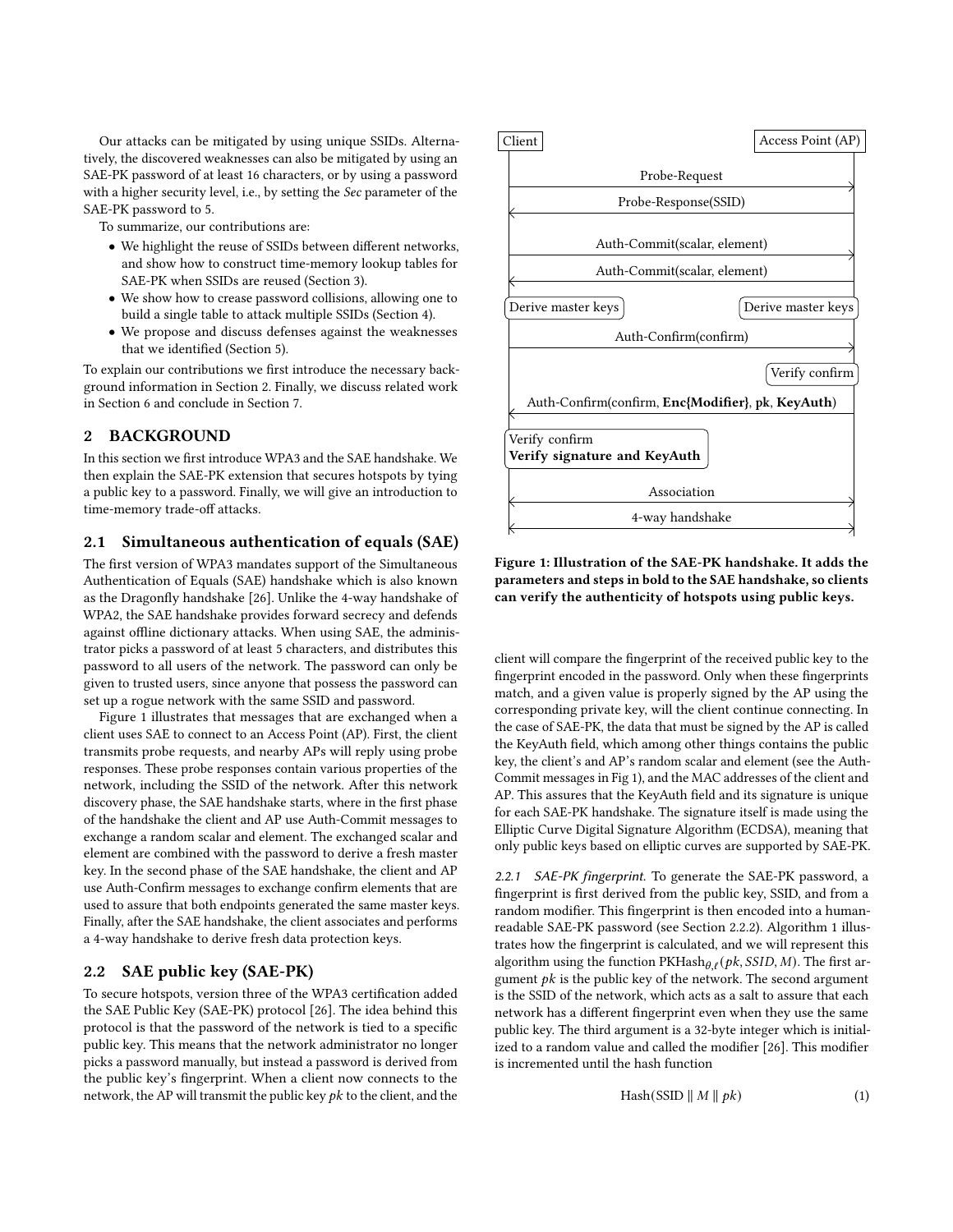Our attacks can be mitigated by using unique SSIDs. Alternatively, the discovered weaknesses can also be mitigated by using an SAE-PK password of at least 16 characters, or by using a password with a higher security level, i.e., by setting the *Sec* parameter of the SAE-PK password to 5.

To summarize, our contributions are:

- We highlight the reuse of SSIDs between different networks, and show how to construct time-memory lookup tables for SAE-PK when SSIDs are reused (Section 3).
- We show how to crease password collisions, allowing one to build a single table to attack multiple SSIDs (Section 4).
- We propose and discuss defenses against the weaknesses that we identified (Section 5).

To explain our contributions we first introduce the necessary background information in Section 2. Finally, we discuss related work in Section 6 and conclude in Section 7.

## 2 BACKGROUND

In this section we first introduce WPA3 and the SAE handshake. We then explain the SAE-PK extension that secures hotspots by tying a public key to a password. Finally, we will give an introduction to time-memory trade-off attacks.

### 2.1 Simultaneous authentication of equals (SAE)

The first version of WPA3 mandates support of the Simultaneous Authentication of Equals (SAE) handshake which is also known as the Dragonfly handshake [26]. Unlike the 4-way handshake of WPA2, the SAE handshake provides forward secrecy and defends against offline dictionary attacks. When using SAE, the administrator picks a password of at least 5 characters, and distributes this password to all users of the network. The password can only be given to trusted users, since anyone that possess the password can set up a rogue network with the same SSID and password.

Figure 1 illustrates that messages that are exchanged when a client uses SAE to connect to an Access Point (AP). First, the client transmits probe requests, and nearby APs will reply using probe responses. These probe responses contain various properties of the network, including the SSID of the network. After this network discovery phase, the SAE handshake starts, where in the first phase of the handshake the client and AP use Auth-Commit messages to exchange a random scalar and element. The exchanged scalar and element are combined with the password to derive a fresh master key. In the second phase of the SAE handshake, the client and AP use Auth-Confirm messages to exchange confirm elements that are used to assure that both endpoints generated the same master keys. Finally, after the SAE handshake, the client associates and performs a 4-way handshake to derive fresh data protection keys.

### 2.2 SAE public key (SAE-PK)

To secure hotspots, version three of the WPA3 certification added the SAE Public Key (SAE-PK) protocol [26]. The idea behind this protocol is that the password of the network is tied to a specific public key. This means that the network administrator no longer picks a password manually, but instead a password is derived from the public key's fingerprint. When a client now connects to the network, the AP will transmit the public key $pk$ to the client, and the client will compare the fingerprint of the received public key to the fingerprint encoded in the password. Only when these fingerprints match, and a given value is properly signed by the AP using the corresponding private key, will the client continue connecting. In the case of SAE-PK, the data that must be signed by the AP is called the KeyAuth field, which among other things contains the public key, the client's and AP's random scalar and element (see the Auth-Commit messages in Fig 1), and the MAC addresses of the client and AP. This assures that the KeyAuth field and its signature is unique for each SAE-PK handshake. The signature itself is made using the Elliptic Curve Digital Signature Algorithm (ECDSA), meaning that only public keys based on elliptic curves are supported by SAE-PK.

Client → Access Point (AP): Probe-Request
AP → Client: Probe-Response(SSID)
Client → AP: Auth-Commit(scalar, element)
AP → Client: Auth-Commit(scalar, element)
Client: Derive master keys; AP: Derive master keys
Client → AP: Auth-Confirm(confirm)
AP: Verify confirm
AP → Client: Auth-Confirm(confirm, **Enc{Modifier}**, **pk**, **KeyAuth**)
Client: Verify confirm, **Verify signature and KeyAuth**
Client ↔ AP: Association
Client ↔ AP: 4-way handshake

**Figure 1: Illustration of the SAE-PK handshake. It adds the parameters and steps in bold to the SAE handshake, so clients can verify the authenticity of hotspots using public keys.**

*2.2.1 SAE-PK fingerprint.* To generate the SAE-PK password, a fingerprint is first derived from the public key, SSID, and from a random modifier. This fingerprint is then encoded into a human-readable SAE-PK password (see Section 2.2.2). Algorithm 1 illustrates how the fingerprint is calculated, and we will represent this algorithm using the function $\text{PKHash}_{\theta,\ell}(pk, SSID, M)$. The first argument $pk$ is the public key of the network. The second argument is the SSID of the network, which acts as a salt to assure that each network has a different fingerprint even when they use the same public key. The third argument is a 32-byte integer which is initialized to a random value and called the modifier [26]. This modifier is incremented until the hash function

$$\text{Hash}(\text{SSID} \parallel M \parallel pk) \tag{1}$$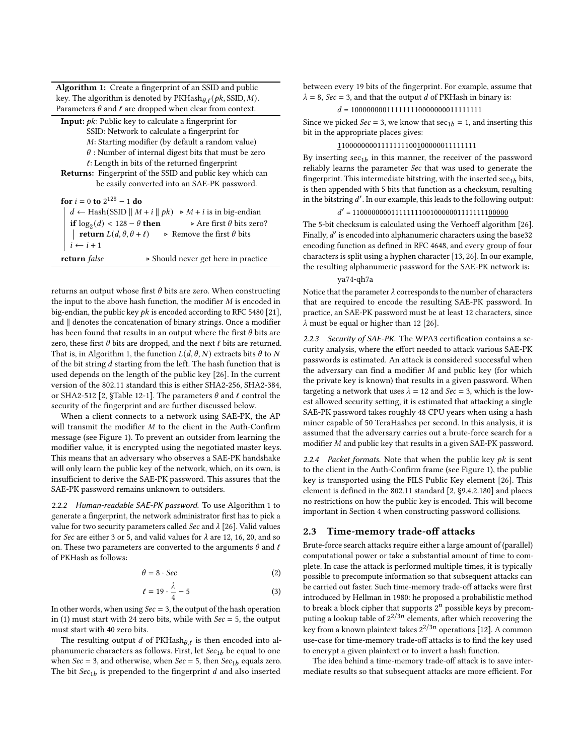**Algorithm 1:** Create a fingerprint of an SSID and public key. The algorithm is denoted by $\text{PKHash}_{\theta,\ell}(pk, \text{SSID}, M)$. Parameters $\theta$ and $\ell$ are dropped when clear from context.

**Input:** $pk$: Public key to calculate a fingerprint for
SSID: Network to calculate a fingerprint for
$M$: Starting modifier (by default a random value)
$\theta$ : Number of internal digest bits that must be zero
$\ell$: Length in bits of the returned fingerprint
**Returns:** Fingerprint of the SSID and public key which can be easily converted into an SAE-PK password.

```
for i = 0 to 2^128 − 1 do
    d ← Hash(SSID ∥ M + i ∥ pk)   ▷ M + i is in big-endian
    if log_2(d) < 128 − θ then     ▷ Are first θ bits zero?
        return L(d, θ, θ + ℓ)      ▷ Remove the first θ bits
    i ← i + 1
return false                       ▷ Should never get here in practice
```

returns an output whose first $\theta$ bits are zero. When constructing the input to the above hash function, the modifier $M$ is encoded in big-endian, the public key $pk$ is encoded according to RFC 5480 [21], and $\|$ denotes the concatenation of binary strings. Once a modifier has been found that results in an output where the first $\theta$ bits are zero, these first $\theta$ bits are dropped, and the next $\ell$ bits are returned. That is, in Algorithm 1, the function $L(d, \theta, N)$ extracts bits $\theta$ to $N$ of the bit string $d$ starting from the left. The hash function that is used depends on the length of the public key [26]. In the current version of the 802.11 standard this is either SHA2-256, SHA2-384, or SHA2-512 [2, §Table 12-1]. The parameters $\theta$ and $\ell$ control the security of the fingerprint and are further discussed below.

When a client connects to a network using SAE-PK, the AP will transmit the modifier $M$ to the client in the Auth-Confirm message (see Figure 1). To prevent an outsider from learning the modifier value, it is encrypted using the negotiated master keys. This means that an adversary who observes a SAE-PK handshake will only learn the public key of the network, which, on its own, is insufficient to derive the SAE-PK password. This assures that the SAE-PK password remains unknown to outsiders.

*2.2.2 Human-readable SAE-PK password.* To use Algorithm 1 to generate a fingerprint, the network administrator first has to pick a value for two security parameters called *Sec* and $\lambda$ [26]. Valid values for *Sec* are either 3 or 5, and valid values for $\lambda$ are 12, 16, 20, and so on. These two parameters are converted to the arguments $\theta$ and $\ell$ of PKHash as follows:

$$\theta = 8 \cdot Sec \tag{2}$$

$$\ell = 19 \cdot \frac{\lambda}{4} - 5 \tag{3}$$

In other words, when using $Sec = 3$, the output of the hash operation in (1) must start with 24 zero bits, while with $Sec = 5$, the output must start with 40 zero bits.

The resulting output $d$ of $\text{PKHash}_{\theta,\ell}$ is then encoded into alphanumeric characters as follows. First, let $Sec_{1b}$ be equal to one when $Sec = 3$, and otherwise, when $Sec = 5$, then $Sec_{1b}$ equals zero. The bit $Sec_{1b}$ is prepended to the fingerprint $d$ and also inserted between every 19 bits of the fingerprint. For example, assume that $\lambda = 8$, $Sec = 3$, and that the output $d$ of PKHash in binary is:

$$d = 10000000011111111100000000011111111$$

Since we picked $Sec = 3$, we know that $\text{sec}_{1b} = 1$, and inserting this bit in the appropriate places gives:

$$\underline{1}100000000111111111001\underline{1}00000011111111$$

By inserting $\text{sec}_{1b}$ in this manner, the receiver of the password reliably learns the parameter *Sec* that was used to generate the fingerprint. This intermediate bitstring, with the inserted $\text{sec}_{1b}$ bits, is then appended with 5 bits that function as a checksum, resulting in the bitstring $d'$. In our example, this leads to the following output:

$$d' = 1100000000111111111001000000011111111\underline{00000}$$

The 5-bit checksum is calculated using the Verhoeff algorithm [26]. Finally, $d'$ is encoded into alphanumeric characters using the base32 encoding function as defined in RFC 4648, and every group of four characters is split using a hyphen character [13, 26]. In our example, the resulting alphanumeric password for the SAE-PK network is:

ya74-qh7a

Notice that the parameter $\lambda$ corresponds to the number of characters that are required to encode the resulting SAE-PK password. In practice, an SAE-PK password must be at least 12 characters, since $\lambda$ must be equal or higher than 12 [26].

*2.2.3 Security of SAE-PK.* The WPA3 certification contains a security analysis, where the effort needed to attack various SAE-PK passwords is estimated. An attack is considered successful when the adversary can find a modifier $M$ and public key (for which the private key is known) that results in a given password. When targeting a network that uses $\lambda = 12$ and $Sec = 3$, which is the lowest allowed security setting, it is estimated that attacking a single SAE-PK password takes roughly 48 CPU years when using a hash miner capable of 50 TeraHashes per second. In this analysis, it is assumed that the adversary carries out a brute-force search for a modifier $M$ and public key that results in a given SAE-PK password.

*2.2.4 Packet formats.* Note that when the public key $pk$ is sent to the client in the Auth-Confirm frame (see Figure 1), the public key is transported using the FILS Public Key element [26]. This element is defined in the 802.11 standard [2, §9.4.2.180] and places no restrictions on how the public key is encoded. This will become important in Section 4 when constructing password collisions.

## 2.3 Time-memory trade-off attacks

Brute-force search attacks require either a large amount of (parallel) computational power or take a substantial amount of time to complete. In case the attack is performed multiple times, it is typically possible to precompute information so that subsequent attacks can be carried out faster. Such time-memory trade-off attacks were first introduced by Hellman in 1980: he proposed a probabilistic method to break a block cipher that supports $2^n$ possible keys by precomputing a lookup table of $2^{2/3n}$ elements, after which recovering the key from a known plaintext takes $2^{2/3n}$ operations [12]. A common use-case for time-memory trade-off attacks is to find the key used to encrypt a given plaintext or to invert a hash function.

The idea behind a time-memory trade-off attack is to save intermediate results so that subsequent attacks are more efficient. For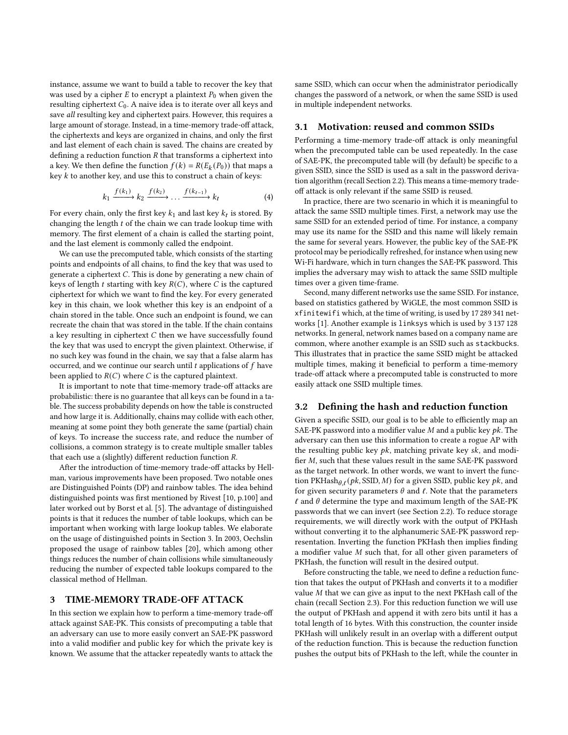instance, assume we want to build a table to recover the key that was used by a cipher $E$ to encrypt a plaintext $P_0$ when given the resulting ciphertext $C_0$. A naive idea is to iterate over all keys and save *all* resulting key and ciphertext pairs. However, this requires a large amount of storage. Instead, in a time-memory trade-off attack, the ciphertexts and keys are organized in chains, and only the first and last element of each chain is saved. The chains are created by defining a reduction function $R$ that transforms a ciphertext into a key. We then define the function $f(k) = R(E_k(P_0))$ that maps a key $k$ to another key, and use this to construct a chain of keys:

$$k_1 \xrightarrow{f(k_1)} k_2 \xrightarrow{f(k_2)} \dots \xrightarrow{f(k_{t-1})} k_t \tag{4}$$

For every chain, only the first key $k_1$ and last key $k_t$ is stored. By changing the length $t$ of the chain we can trade lookup time with memory. The first element of a chain is called the starting point, and the last element is commonly called the endpoint.

We can use the precomputed table, which consists of the starting points and endpoints of all chains, to find the key that was used to generate a ciphertext $C$. This is done by generating a new chain of keys of length $t$ starting with key $R(C)$, where $C$ is the captured ciphertext for which we want to find the key. For every generated key in this chain, we look whether this key is an endpoint of a chain stored in the table. Once such an endpoint is found, we can recreate the chain that was stored in the table. If the chain contains a key resulting in ciphertext $C$ then we have successfully found the key that was used to encrypt the given plaintext. Otherwise, if no such key was found in the chain, we say that a false alarm has occurred, and we continue our search until $t$ applications of $f$ have been applied to $R(C)$ where $C$ is the captured plaintext.

It is important to note that time-memory trade-off attacks are probabilistic: there is no guarantee that all keys can be found in a table. The success probability depends on how the table is constructed and how large it is. Additionally, chains may collide with each other, meaning at some point they both generate the same (partial) chain of keys. To increase the success rate, and reduce the number of collisions, a common strategy is to create multiple smaller tables that each use a (slightly) different reduction function $R$.

After the introduction of time-memory trade-off attacks by Hellman, various improvements have been proposed. Two notable ones are Distinguished Points (DP) and rainbow tables. The idea behind distinguished points was first mentioned by Rivest [10, p.100] and later worked out by Borst et al. [5]. The advantage of distinguished points is that it reduces the number of table lookups, which can be important when working with large lookup tables. We elaborate on the usage of distinguished points in Section 3. In 2003, Oechslin proposed the usage of rainbow tables [20], which among other things reduces the number of chain collisions while simultaneously reducing the number of expected table lookups compared to the classical method of Hellman.

## 3 TIME-MEMORY TRADE-OFF ATTACK

In this section we explain how to perform a time-memory trade-off attack against SAE-PK. This consists of precomputing a table that an adversary can use to more easily convert an SAE-PK password into a valid modifier and public key for which the private key is known. We assume that the attacker repeatedly wants to attack the same SSID, which can occur when the administrator periodically changes the password of a network, or when the same SSID is used in multiple independent networks.

### 3.1 Motivation: reused and common SSIDs

Performing a time-memory trade-off attack is only meaningful when the precomputed table can be used repeatedly. In the case of SAE-PK, the precomputed table will (by default) be specific to a given SSID, since the SSID is used as a salt in the password derivation algorithm (recall Section 2.2). This means a time-memory trade-off attack is only relevant if the same SSID is reused.

In practice, there are two scenario in which it is meaningful to attack the same SSID multiple times. First, a network may use the same SSID for an extended period of time. For instance, a company may use its name for the SSID and this name will likely remain the same for several years. However, the public key of the SAE-PK protocol may be periodically refreshed, for instance when using new Wi-Fi hardware, which in turn changes the SAE-PK password. This implies the adversary may wish to attack the same SSID multiple times over a given time-frame.

Second, many different networks use the same SSID. For instance, based on statistics gathered by WiGLE, the most common SSID is `xfinitewifi` which, at the time of writing, is used by 17 289 341 networks [1]. Another example is `linksys` which is used by 3 137 128 networks. In general, network names based on a company name are common, where another example is an SSID such as `stackbucks`. This illustrates that in practice the same SSID might be attacked multiple times, making it beneficial to perform a time-memory trade-off attack where a precomputed table is constructed to more easily attack one SSID multiple times.

### 3.2 Defining the hash and reduction function

Given a specific SSID, our goal is to be able to efficiently map an SAE-PK password into a modifier value $M$ and a public key $pk$. The adversary can then use this information to create a rogue AP with the resulting public key $pk$, matching private key $sk$, and modifier $M$, such that these values result in the same SAE-PK password as the target network. In other words, we want to invert the function $\text{PKHash}_{\theta,\ell}(pk, \text{SSID}, M)$ for a given SSID, public key $pk$, and for given security parameters $\theta$ and $\ell$. Note that the parameters $\ell$ and $\theta$ determine the type and maximum length of the SAE-PK passwords that we can invert (see Section 2.2). To reduce storage requirements, we will directly work with the output of PKHash without converting it to the alphanumeric SAE-PK password representation. Inverting the function PKHash then implies finding a modifier value $M$ such that, for all other given parameters of PKHash, the function will result in the desired output.

Before constructing the table, we need to define a reduction function that takes the output of PKHash and converts it to a modifier value $M$ that we can give as input to the next PKHash call of the chain (recall Section 2.3). For this reduction function we will use the output of PKHash and append it with zero bits until it has a total length of 16 bytes. With this construction, the counter inside PKHash will unlikely result in an overlap with a different output of the reduction function. This is because the reduction function pushes the output bits of PKHash to the left, while the counter in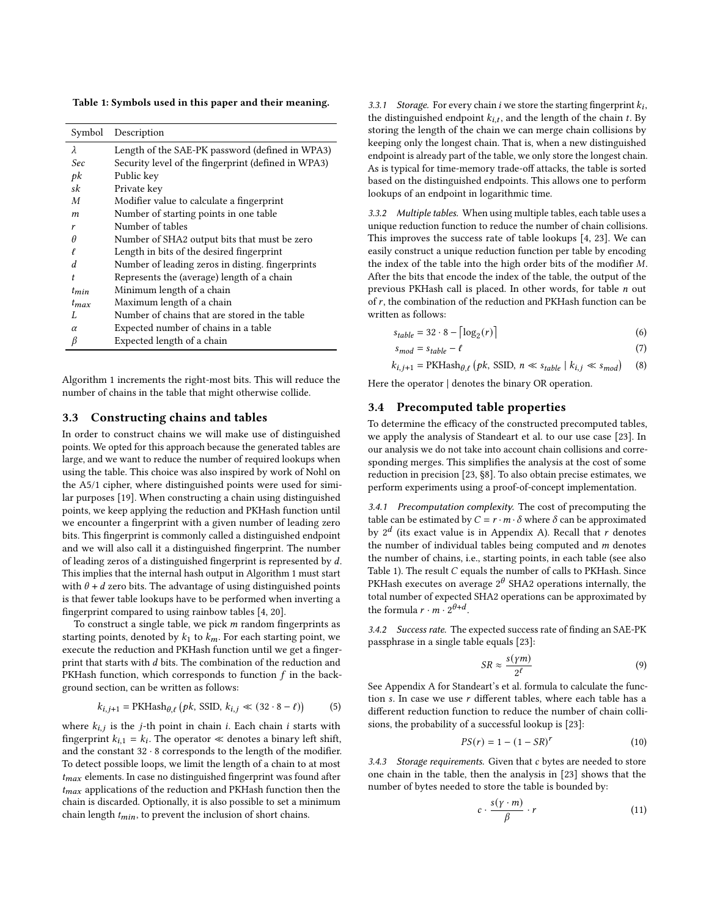**Table 1: Symbols used in this paper and their meaning.**

| Symbol | Description |
|---|---|
| $\lambda$ | Length of the SAE-PK password (defined in WPA3) |
| $Sec$ | Security level of the fingerprint (defined in WPA3) |
| $pk$ | Public key |
| $sk$ | Private key |
| $M$ | Modifier value to calculate a fingerprint |
| $m$ | Number of starting points in one table |
| $r$ | Number of tables |
| $\theta$ | Number of SHA2 output bits that must be zero |
| $\ell$ | Length in bits of the desired fingerprint |
| $d$ | Number of leading zeros in disting. fingerprints |
| $t$ | Represents the (average) length of a chain |
| $t_{min}$ | Minimum length of a chain |
| $t_{max}$ | Maximum length of a chain |
| $L$ | Number of chains that are stored in the table |
| $\alpha$ | Expected number of chains in a table |
| $\beta$ | Expected length of a chain |

Algorithm 1 increments the right-most bits. This will reduce the number of chains in the table that might otherwise collide.

## 3.3 Constructing chains and tables

In order to construct chains we will make use of distinguished points. We opted for this approach because the generated tables are large, and we want to reduce the number of required lookups when using the table. This choice was also inspired by work of Nohl on the A5/1 cipher, where distinguished points were used for similar purposes [19]. When constructing a chain using distinguished points, we keep applying the reduction and PKHash function until we encounter a fingerprint with a given number of leading zero bits. This fingerprint is commonly called a distinguished endpoint and we will also call it a distinguished fingerprint. The number of leading zeros of a distinguished fingerprint is represented by $d$. This implies that the internal hash output in Algorithm 1 must start with $\theta + d$ zero bits. The advantage of using distinguished points is that fewer table lookups have to be performed when inverting a fingerprint compared to using rainbow tables [4, 20].

To construct a single table, we pick $m$ random fingerprints as starting points, denoted by $k_1$ to $k_m$. For each starting point, we execute the reduction and PKHash function until we get a fingerprint that starts with $d$ bits. The combination of the reduction and PKHash function, which corresponds to function $f$ in the background section, can be written as follows:

$$k_{i,j+1} = \text{PKHash}_{\theta,\ell}\left(pk,\ \text{SSID},\ k_{i,j} \ll (32 \cdot 8 - \ell)\right) \tag{5}$$

where $k_{i,j}$ is the $j$-th point in chain $i$. Each chain $i$ starts with fingerprint $k_{i,1} = k_i$. The operator $\ll$ denotes a binary left shift, and the constant $32 \cdot 8$ corresponds to the length of the modifier. To detect possible loops, we limit the length of a chain to at most $t_{max}$ elements. In case no distinguished fingerprint was found after $t_{max}$ applications of the reduction and PKHash function then the chain is discarded. Optionally, it is also possible to set a minimum chain length $t_{min}$, to prevent the inclusion of short chains.

*3.3.1 Storage.* For every chain $i$ we store the starting fingerprint $k_i$, the distinguished endpoint $k_{i,t}$, and the length of the chain $t$. By storing the length of the chain we can merge chain collisions by keeping only the longest chain. That is, when a new distinguished endpoint is already part of the table, we only store the longest chain. As is typical for time-memory trade-off attacks, the table is sorted based on the distinguished endpoints. This allows one to perform lookups of an endpoint in logarithmic time.

*3.3.2 Multiple tables.* When using multiple tables, each table uses a unique reduction function to reduce the number of chain collisions. This improves the success rate of table lookups [4, 23]. We can easily construct a unique reduction function per table by encoding the index of the table into the high order bits of the modifier $M$. After the bits that encode the index of the table, the output of the previous PKHash call is placed. In other words, for table $n$ out of $r$, the combination of the reduction and PKHash function can be written as follows:

$$s_{table} = 32 \cdot 8 - \lceil \log_2(r) \rceil \tag{6}$$

$$s_{mod} = s_{table} - \ell \tag{7}$$

$$k_{i,j+1} = \text{PKHash}_{\theta,\ell}\left(pk,\ \text{SSID},\ n \ll s_{table} \mid k_{i,j} \ll s_{mod}\right) \tag{8}$$

Here the operator | denotes the binary OR operation.

## 3.4 Precomputed table properties

To determine the efficacy of the constructed precomputed tables, we apply the analysis of Standeart et al. to our use case [23]. In our analysis we do not take into account chain collisions and corresponding merges. This simplifies the analysis at the cost of some reduction in precision [23, §8]. To also obtain precise estimates, we perform experiments using a proof-of-concept implementation.

*3.4.1 Precomputation complexity.* The cost of precomputing the table can be estimated by $C = r \cdot m \cdot \delta$ where $\delta$ can be approximated by $2^d$ (its exact value is in Appendix A). Recall that $r$ denotes the number of individual tables being computed and $m$ denotes the number of chains, i.e., starting points, in each table (see also Table 1). The result $C$ equals the number of calls to PKHash. Since PKHash executes on average $2^\theta$ SHA2 operations internally, the total number of expected SHA2 operations can be approximated by the formula $r \cdot m \cdot 2^{\theta+d}$.

*3.4.2 Success rate.* The expected success rate of finding an SAE-PK passphrase in a single table equals [23]:

$$SR \approx \frac{s(\gamma m)}{2^\ell} \tag{9}$$

See Appendix A for Standeart's et al. formula to calculate the function $s$. In case we use $r$ different tables, where each table has a different reduction function to reduce the number of chain collisions, the probability of a successful lookup is [23]:

$$PS(r) = 1 - (1 - SR)^r \tag{10}$$

*3.4.3 Storage requirements.* Given that $c$ bytes are needed to store one chain in the table, then the analysis in [23] shows that the number of bytes needed to store the table is bounded by:

$$c \cdot \frac{s(\gamma \cdot m)}{\beta} \cdot r \tag{11}$$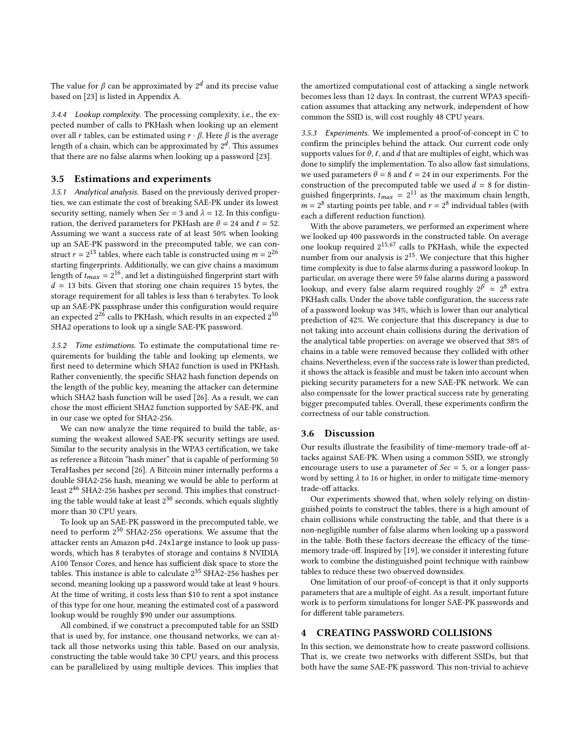The value for $\beta$ can be approximated by $2^d$ and its precise value based on [23] is listed in Appendix A.

*3.4.4 Lookup complexity.* The processing complexity, i.e., the expected number of calls to PKHash when looking up an element over all $r$ tables, can be estimated using $r \cdot \beta$. Here $\beta$ is the average length of a chain, which can be approximated by $2^d$. This assumes that there are no false alarms when looking up a password [23].

### 3.5 Estimations and experiments

*3.5.1 Analytical analysis.* Based on the previously derived properties, we can estimate the cost of breaking SAE-PK under its lowest security setting, namely when $Sec = 3$ and $\lambda = 12$. In this configuration, the derived parameters for PKHash are $\theta = 24$ and $\ell = 52$. Assuming we want a success rate of at least 50% when looking up an SAE-PK password in the precomputed table, we can construct $r = 2^{13}$ tables, where each table is constructed using $m = 2^{26}$ starting fingerprints. Additionally, we can give chains a maximum length of $t_{max} = 2^{16}$, and let a distinguished fingerprint start with $d = 13$ bits. Given that storing one chain requires 15 bytes, the storage requirement for all tables is less than 6 terabytes. To look up an SAE-PK passphrase under this configuration would require an expected $2^{26}$ calls to PKHash, which results in an expected $2^{50}$ SHA2 operations to look up a single SAE-PK password.

*3.5.2 Time estimations.* To estimate the computational time requirements for building the table and looking up elements, we first need to determine which SHA2 function is used in PKHash. Rather conveniently, the specific SHA2 hash function depends on the length of the public key, meaning the attacker can determine which SHA2 hash function will be used [26]. As a result, we can chose the most efficient SHA2 function supported by SAE-PK, and in our case we opted for SHA2-256.

We can now analyze the time required to build the table, assuming the weakest allowed SAE-PK security settings are used. Similar to the security analysis in the WPA3 certification, we take as reference a Bitcoin "hash miner" that is capable of performing 50 TeraHashes per second [26]. A Bitcoin miner internally performs a double SHA2-256 hash, meaning we would be able to perform at least $2^{46}$ SHA2-256 hashes per second. This implies that constructing the table would take at least $2^{30}$ seconds, which equals slightly more than 30 CPU years.

To look up an SAE-PK password in the precomputed table, we need to perform $2^{50}$ SHA2-256 operations. We assume that the attacker rents an Amazon `p4d.24xlarge` instance to look up passwords, which has 8 terabytes of storage and contains 8 NVIDIA A100 Tensor Cores, and hence has sufficient disk space to store the tables. This instance is able to calculate $2^{35}$ SHA2-256 hashes per second, meaning looking up a password would take at least 9 hours. At the time of writing, it costs less than $10 to rent a spot instance of this type for one hour, meaning the estimated cost of a password lookup would be roughly $90 under our assumptions.

All combined, if we construct a precomputed table for an SSID that is used by, for instance, one thousand networks, we can attack all those networks using this table. Based on our analysis, constructing the table would take 30 CPU years, and this process can be parallelized by using multiple devices. This implies that the amortized computational cost of attacking a single network becomes less than 12 days. In contrast, the current WPA3 specification assumes that attacking any network, independent of how common the SSID is, will cost roughly 48 CPU years.

*3.5.3 Experiments.* We implemented a proof-of-concept in C to confirm the principles behind the attack. Our current code only supports values for $\theta$, $\ell$, and $d$ that are multiples of eight, which was done to simplify the implementation. To also allow fast simulations, we used parameters $\theta = 8$ and $\ell = 24$ in our experiments. For the construction of the precomputed table we used $d = 8$ for distinguished fingerprints, $t_{max} = 2^{11}$ as the maximum chain length, $m = 2^8$ starting points per table, and $r = 2^8$ individual tables (with each a different reduction function).

With the above parameters, we performed an experiment where we looked up 400 passwords in the constructed table. On average one lookup required $2^{15.67}$ calls to PKHash, while the expected number from our analysis is $2^{15}$. We conjecture that this higher time complexity is due to false alarms during a password lookup. In particular, on average there were 59 false alarms during a password lookup, and every false alarm required roughly $2^{\beta} \approx 2^8$ extra PKHash calls. Under the above table configuration, the success rate of a password lookup was 34%, which is lower than our analytical prediction of 42%. We conjecture that this discrepancy is due to not taking into account chain collisions during the derivation of the analytical table properties: on average we observed that 38% of chains in a table were removed because they collided with other chains. Nevertheless, even if the success rate is lower than predicted, it shows the attack is feasible and must be taken into account when picking security parameters for a new SAE-PK network. We can also compensate for the lower practical success rate by generating bigger precomputed tables. Overall, these experiments confirm the correctness of our table construction.

### 3.6 Discussion

Our results illustrate the feasibility of time-memory trade-off attacks against SAE-PK. When using a common SSID, we strongly encourage users to use a parameter of $Sec = 5$, or a longer password by setting $\lambda$ to 16 or higher, in order to mitigate time-memory trade-off attacks.

Our experiments showed that, when solely relying on distinguished points to construct the tables, there is a high amount of chain collisions while constructing the table, and that there is a non-negligible number of false alarms when looking up a password in the table. Both these factors decrease the efficacy of the time-memory trade-off. Inspired by [19], we consider it interesting future work to combine the distinguished point technique with rainbow tables to reduce these two observed downsides.

One limitation of our proof-of-concept is that it only supports parameters that are a multiple of eight. As a result, important future work is to perform simulations for longer SAE-PK passwords and for different table parameters.

## 4 CREATING PASSWORD COLLISIONS

In this section, we demonstrate how to create password collisions. That is, we create two networks with different SSIDs, but that both have the same SAE-PK password. This non-trivial to achieve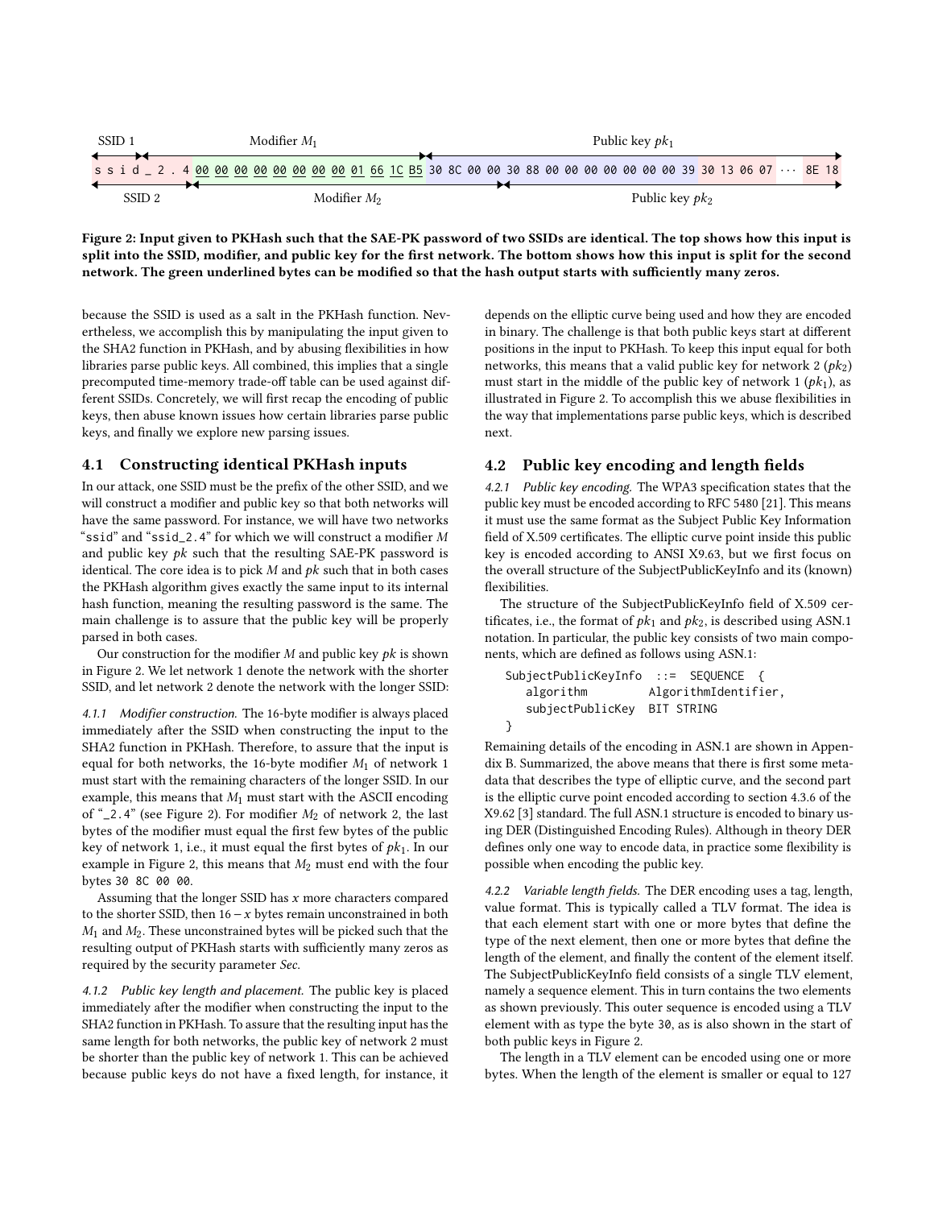SSID 1 | Modifier $M_1$ | Public key $pk_1$

```
s s i d _ 2 . 4 00 00 00 00 00 00 00 00 01 66 1C B5 30 8C 00 00 30 88 00 00 00 00 00 00 00 39 30 13 06 07 ··· 8E 18
```

SSID 2 | Modifier $M_2$ | Public key $pk_2$

**Figure 2: Input given to PKHash such that the SAE-PK password of two SSIDs are identical. The top shows how this input is split into the SSID, modifier, and public key for the first network. The bottom shows how this input is split for the second network. The green underlined bytes can be modified so that the hash output starts with sufficiently many zeros.**

because the SSID is used as a salt in the PKHash function. Nevertheless, we accomplish this by manipulating the input given to the SHA2 function in PKHash, and by abusing flexibilities in how libraries parse public keys. All combined, this implies that a single precomputed time-memory trade-off table can be used against different SSIDs. Concretely, we will first recap the encoding of public keys, then abuse known issues how certain libraries parse public keys, and finally we explore new parsing issues.

## 4.1 Constructing identical PKHash inputs

In our attack, one SSID must be the prefix of the other SSID, and we will construct a modifier and public key so that both networks will have the same password. For instance, we will have two networks "`ssid`" and "`ssid_2.4`" for which we will construct a modifier $M$ and public key $pk$ such that the resulting SAE-PK password is identical. The core idea is to pick $M$ and $pk$ such that in both cases the PKHash algorithm gives exactly the same input to its internal hash function, meaning the resulting password is the same. The main challenge is to assure that the public key will be properly parsed in both cases.

Our construction for the modifier $M$ and public key $pk$ is shown in Figure 2. We let network 1 denote the network with the shorter SSID, and let network 2 denote the network with the longer SSID:

*4.1.1 Modifier construction.* The 16-byte modifier is always placed immediately after the SSID when constructing the input to the SHA2 function in PKHash. Therefore, to assure that the input is equal for both networks, the 16-byte modifier $M_1$ of network 1 must start with the remaining characters of the longer SSID. In our example, this means that $M_1$ must start with the ASCII encoding of "`_2.4`" (see Figure 2). For modifier $M_2$ of network 2, the last bytes of the modifier must equal the first few bytes of the public key of network 1, i.e., it must equal the first bytes of $pk_1$. In our example in Figure 2, this means that $M_2$ must end with the four bytes `30 8C 00 00`.

Assuming that the longer SSID has $x$ more characters compared to the shorter SSID, then $16 - x$ bytes remain unconstrained in both $M_1$ and $M_2$. These unconstrained bytes will be picked such that the resulting output of PKHash starts with sufficiently many zeros as required by the security parameter *Sec*.

*4.1.2 Public key length and placement.* The public key is placed immediately after the modifier when constructing the input to the SHA2 function in PKHash. To assure that the resulting input has the same length for both networks, the public key of network 2 must be shorter than the public key of network 1. This can be achieved because public keys do not have a fixed length, for instance, it depends on the elliptic curve being used and how they are encoded in binary. The challenge is that both public keys start at different positions in the input to PKHash. To keep this input equal for both networks, this means that a valid public key for network 2 ($pk_2$) must start in the middle of the public key of network 1 ($pk_1$), as illustrated in Figure 2. To accomplish this we abuse flexibilities in the way that implementations parse public keys, which is described next.

## 4.2 Public key encoding and length fields

*4.2.1 Public key encoding.* The WPA3 specification states that the public key must be encoded according to RFC 5480 [21]. This means it must use the same format as the Subject Public Key Information field of X.509 certificates. The elliptic curve point inside this public key is encoded according to ANSI X9.63, but we first focus on the overall structure of the SubjectPublicKeyInfo and its (known) flexibilities.

The structure of the SubjectPublicKeyInfo field of X.509 certificates, i.e., the format of $pk_1$ and $pk_2$, is described using ASN.1 notation. In particular, the public key consists of two main components, which are defined as follows using ASN.1:

```
SubjectPublicKeyInfo  ::=  SEQUENCE  {
   algorithm         AlgorithmIdentifier,
   subjectPublicKey  BIT STRING
}
```

Remaining details of the encoding in ASN.1 are shown in Appendix B. Summarized, the above means that there is first some metadata that describes the type of elliptic curve, and the second part is the elliptic curve point encoded according to section 4.3.6 of the X9.62 [3] standard. The full ASN.1 structure is encoded to binary using DER (Distinguished Encoding Rules). Although in theory DER defines only one way to encode data, in practice some flexibility is possible when encoding the public key.

*4.2.2 Variable length fields.* The DER encoding uses a tag, length, value format. This is typically called a TLV format. The idea is that each element start with one or more bytes that define the type of the next element, then one or more bytes that define the length of the element, and finally the content of the element itself. The SubjectPublicKeyInfo field consists of a single TLV element, namely a sequence element. This in turn contains the two elements as shown previously. This outer sequence is encoded using a TLV element with as type the byte `30`, as is also shown in the start of both public keys in Figure 2.

The length in a TLV element can be encoded using one or more bytes. When the length of the element is smaller or equal to 127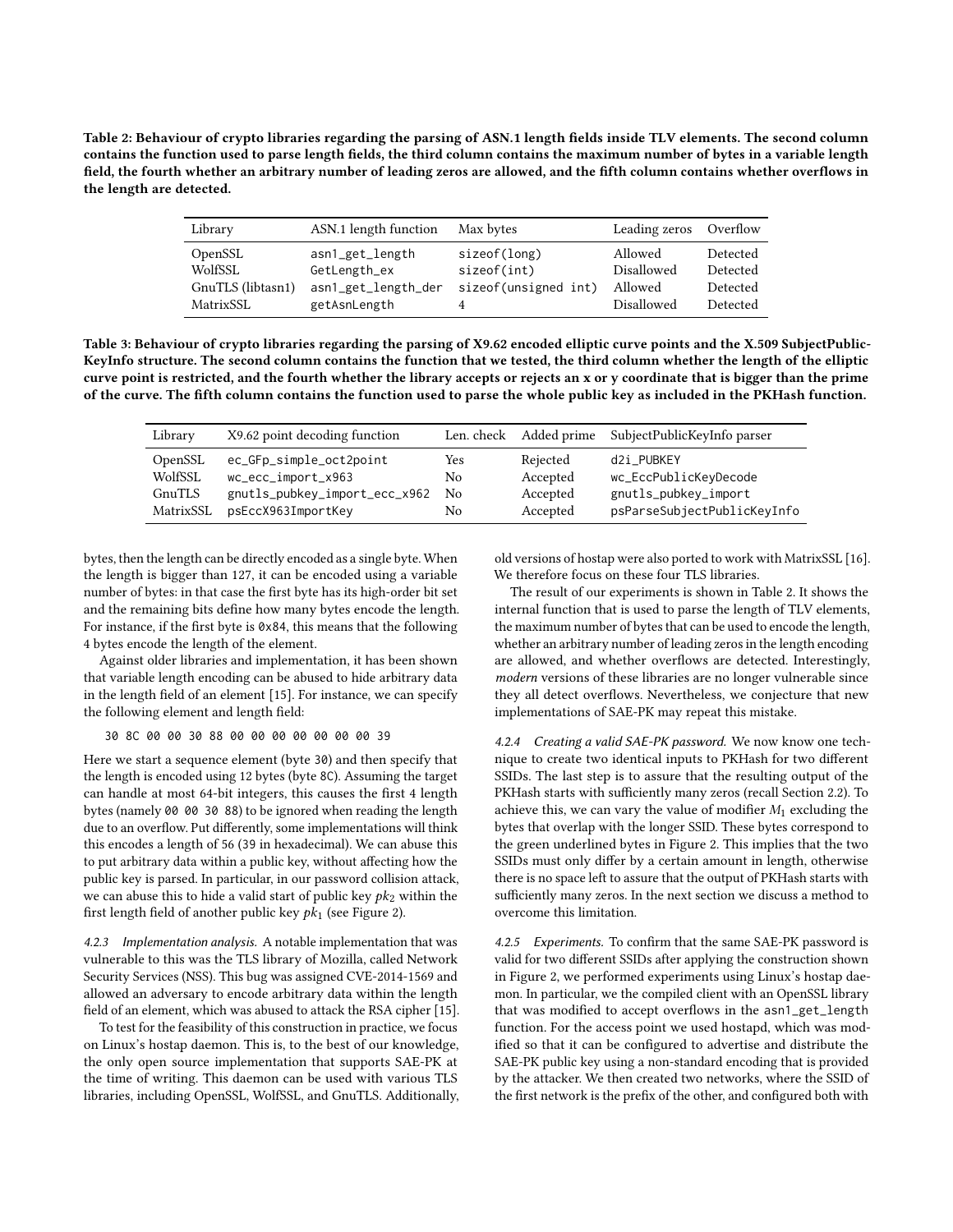**Table 2: Behaviour of crypto libraries regarding the parsing of ASN.1 length fields inside TLV elements. The second column contains the function used to parse length fields, the third column contains the maximum number of bytes in a variable length field, the fourth whether an arbitrary number of leading zeros are allowed, and the fifth column contains whether overflows in the length are detected.**

| Library | ASN.1 length function | Max bytes | Leading zeros | Overflow |
|---|---|---|---|---|
| OpenSSL | asn1_get_length | sizeof(long) | Allowed | Detected |
| WolfSSL | GetLength_ex | sizeof(int) | Disallowed | Detected |
| GnuTLS (libtasn1) | asn1_get_length_der | sizeof(unsigned int) | Allowed | Detected |
| MatrixSSL | getAsnLength | 4 | Disallowed | Detected |

**Table 3: Behaviour of crypto libraries regarding the parsing of X9.62 encoded elliptic curve points and the X.509 SubjectPublicKeyInfo structure. The second column contains the function that we tested, the third column whether the length of the elliptic curve point is restricted, and the fourth whether the library accepts or rejects an x or y coordinate that is bigger than the prime of the curve. The fifth column contains the function used to parse the whole public key as included in the PKHash function.**

| Library | X9.62 point decoding function | Len. check | Added prime | SubjectPublicKeyInfo parser |
|---|---|---|---|---|
| OpenSSL | ec_GFp_simple_oct2point | Yes | Rejected | d2i_PUBKEY |
| WolfSSL | wc_ecc_import_x963 | No | Accepted | wc_EccPublicKeyDecode |
| GnuTLS | gnutls_pubkey_import_ecc_x962 | No | Accepted | gnutls_pubkey_import |
| MatrixSSL | psEccX963ImportKey | No | Accepted | psParseSubjectPublicKeyInfo |

bytes, then the length can be directly encoded as a single byte. When the length is bigger than 127, it can be encoded using a variable number of bytes: in that case the first byte has its high-order bit set and the remaining bits define how many bytes encode the length. For instance, if the first byte is 0x84, this means that the following 4 bytes encode the length of the element.

Against older libraries and implementation, it has been shown that variable length encoding can be abused to hide arbitrary data in the length field of an element [15]. For instance, we can specify the following element and length field:

```
30 8C 00 00 30 88 00 00 00 00 00 00 00 39
```

Here we start a sequence element (byte 30) and then specify that the length is encoded using 12 bytes (byte 8C). Assuming the target can handle at most 64-bit integers, this causes the first 4 length bytes (namely 00 00 30 88) to be ignored when reading the length due to an overflow. Put differently, some implementations will think this encodes a length of 56 (39 in hexadecimal). We can abuse this to put arbitrary data within a public key, without affecting how the public key is parsed. In particular, in our password collision attack, we can abuse this to hide a valid start of public key $pk_2$ within the first length field of another public key $pk_1$ (see Figure 2).

*4.2.3 Implementation analysis.* A notable implementation that was vulnerable to this was the TLS library of Mozilla, called Network Security Services (NSS). This bug was assigned CVE-2014-1569 and allowed an adversary to encode arbitrary data within the length field of an element, which was abused to attack the RSA cipher [15].

To test for the feasibility of this construction in practice, we focus on Linux's hostap daemon. This is, to the best of our knowledge, the only open source implementation that supports SAE-PK at the time of writing. This daemon can be used with various TLS libraries, including OpenSSL, WolfSSL, and GnuTLS. Additionally, old versions of hostap were also ported to work with MatrixSSL [16]. We therefore focus on these four TLS libraries.

The result of our experiments is shown in Table 2. It shows the internal function that is used to parse the length of TLV elements, the maximum number of bytes that can be used to encode the length, whether an arbitrary number of leading zeros in the length encoding are allowed, and whether overflows are detected. Interestingly, *modern* versions of these libraries are no longer vulnerable since they all detect overflows. Nevertheless, we conjecture that new implementations of SAE-PK may repeat this mistake.

*4.2.4 Creating a valid SAE-PK password.* We now know one technique to create two identical inputs to PKHash for two different SSIDs. The last step is to assure that the resulting output of the PKHash starts with sufficiently many zeros (recall Section 2.2). To achieve this, we can vary the value of modifier $M_1$ excluding the bytes that overlap with the longer SSID. These bytes correspond to the green underlined bytes in Figure 2. This implies that the two SSIDs must only differ by a certain amount in length, otherwise there is no space left to assure that the output of PKHash starts with sufficiently many zeros. In the next section we discuss a method to overcome this limitation.

*4.2.5 Experiments.* To confirm that the same SAE-PK password is valid for two different SSIDs after applying the construction shown in Figure 2, we performed experiments using Linux's hostap daemon. In particular, we the compiled client with an OpenSSL library that was modified to accept overflows in the asn1_get_length function. For the access point we used hostapd, which was modified so that it can be configured to advertise and distribute the SAE-PK public key using a non-standard encoding that is provided by the attacker. We then created two networks, where the SSID of the first network is the prefix of the other, and configured both with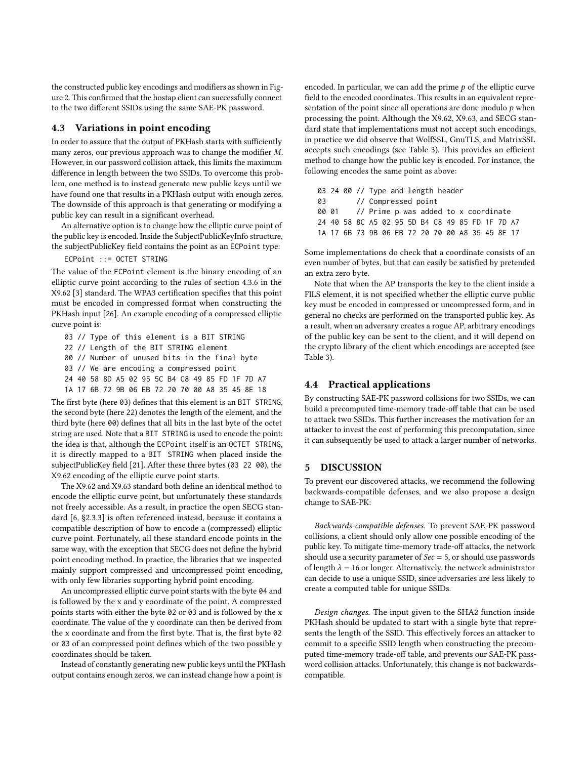the constructed public key encodings and modifiers as shown in Figure 2. This confirmed that the hostap client can successfully connect to the two different SSIDs using the same SAE-PK password.

### 4.3 Variations in point encoding

In order to assure that the output of PKHash starts with sufficiently many zeros, our previous approach was to change the modifier $M$. However, in our password collision attack, this limits the maximum difference in length between the two SSIDs. To overcome this problem, one method is to instead generate new public keys until we have found one that results in a PKHash output with enough zeros. The downside of this approach is that generating or modifying a public key can result in a significant overhead.

An alternative option is to change how the elliptic curve point of the public key is encoded. Inside the SubjectPublicKeyInfo structure, the subjectPublicKey field contains the point as an `ECPoint` type:

```
ECPoint ::= OCTET STRING
```

The value of the `ECPoint` element is the binary encoding of an elliptic curve point according to the rules of section 4.3.6 in the X9.62 [3] standard. The WPA3 certification specifies that this point must be encoded in compressed format when constructing the PKHash input [26]. An example encoding of a compressed elliptic curve point is:

```
03 // Type of this element is a BIT STRING
22 // Length of the BIT STRING element
00 // Number of unused bits in the final byte
03 // We are encoding a compressed point
24 40 58 8D A5 02 95 5C B4 C8 49 85 FD 1F 7D A7
1A 17 6B 72 9B 06 EB 72 20 70 00 A8 35 45 8E 18
```

The first byte (here `03`) defines that this element is an `BIT STRING`, the second byte (here `22`) denotes the length of the element, and the third byte (here `00`) defines that all bits in the last byte of the octet string are used. Note that a `BIT STRING` is used to encode the point: the idea is that, although the `ECPoint` itself is an `OCTET STRING`, it is directly mapped to a `BIT STRING` when placed inside the subjectPublicKey field [21]. After these three bytes (`03 22 00`), the X9.62 encoding of the elliptic curve point starts.

The X9.62 and X9.63 standard both define an identical method to encode the elliptic curve point, but unfortunately these standards not freely accessible. As a result, in practice the open SECG standard [6, §2.3.3] is often referenced instead, because it contains a compatible description of how to encode a (compressed) elliptic curve point. Fortunately, all these standard encode points in the same way, with the exception that SECG does not define the hybrid point encoding method. In practice, the libraries that we inspected mainly support compressed and uncompressed point encoding, with only few libraries supporting hybrid point encoding.

An uncompressed elliptic curve point starts with the byte `04` and is followed by the x and y coordinate of the point. A compressed points starts with either the byte `02` or `03` and is followed by the x coordinate. The value of the y coordinate can then be derived from the x coordinate and from the first byte. That is, the first byte `02` or `03` of an compressed point defines which of the two possible y coordinates should be taken.

Instead of constantly generating new public keys until the PKHash output contains enough zeros, we can instead change how a point is encoded. In particular, we can add the prime $p$ of the elliptic curve field to the encoded coordinates. This results in an equivalent representation of the point since all operations are done modulo $p$ when processing the point. Although the X9.62, X9.63, and SECG standard state that implementations must not accept such encodings, in practice we did observe that WolfSSL, GnuTLS, and MatrixSSL accepts such encodings (see Table 3). This provides an efficient method to change how the public key is encoded. For instance, the following encodes the same point as above:

```
03 24 00 // Type and length header
03       // Compressed point
00 01    // Prime p was added to x coordinate
24 40 58 8C A5 02 95 5D B4 C8 49 85 FD 1F 7D A7
1A 17 6B 73 9B 06 EB 72 20 70 00 A8 35 45 8E 17
```

Some implementations do check that a coordinate consists of an even number of bytes, but that can easily be satisfied by pretended an extra zero byte.

Note that when the AP transports the key to the client inside a FILS element, it is not specified whether the elliptic curve public key must be encoded in compressed or uncompressed form, and in general no checks are performed on the transported public key. As a result, when an adversary creates a rogue AP, arbitrary encodings of the public key can be sent to the client, and it will depend on the crypto library of the client which encodings are accepted (see Table 3).

### 4.4 Practical applications

By constructing SAE-PK password collisions for two SSIDs, we can build a precomputed time-memory trade-off table that can be used to attack two SSIDs. This further increases the motivation for an attacker to invest the cost of performing this precomputation, since it can subsequently be used to attack a larger number of networks.

## 5 DISCUSSION

To prevent our discovered attacks, we recommend the following backwards-compatible defenses, and we also propose a design change to SAE-PK:

*Backwards-compatible defenses.* To prevent SAE-PK password collisions, a client should only allow one possible encoding of the public key. To mitigate time-memory trade-off attacks, the network should use a security parameter of $Sec = 5$, or should use passwords of length $\lambda = 16$ or longer. Alternatively, the network administrator can decide to use a unique SSID, since adversaries are less likely to create a computed table for unique SSIDs.

*Design changes.* The input given to the SHA2 function inside PKHash should be updated to start with a single byte that represents the length of the SSID. This effectively forces an attacker to commit to a specific SSID length when constructing the precomputed time-memory trade-off table, and prevents our SAE-PK password collision attacks. Unfortunately, this change is not backwards-compatible.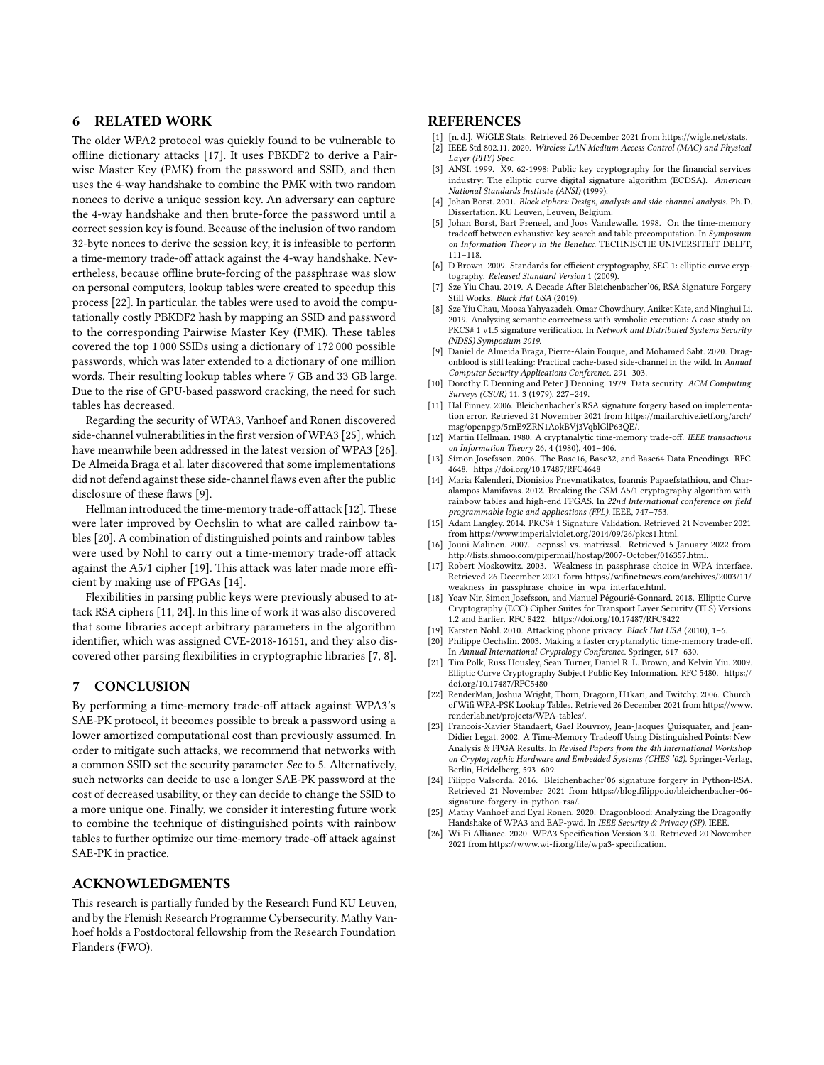## 6 RELATED WORK

The older WPA2 protocol was quickly found to be vulnerable to offline dictionary attacks [17]. It uses PBKDF2 to derive a Pairwise Master Key (PMK) from the password and SSID, and then uses the 4-way handshake to combine the PMK with two random nonces to derive a unique session key. An adversary can capture the 4-way handshake and then brute-force the password until a correct session key is found. Because of the inclusion of two random 32-byte nonces to derive the session key, it is infeasible to perform a time-memory trade-off attack against the 4-way handshake. Nevertheless, because offline brute-forcing of the passphrase was slow on personal computers, lookup tables were created to speedup this process [22]. In particular, the tables were used to avoid the computationally costly PBKDF2 hash by mapping an SSID and password to the corresponding Pairwise Master Key (PMK). These tables covered the top 1 000 SSIDs using a dictionary of 172 000 possible passwords, which was later extended to a dictionary of one million words. Their resulting lookup tables where 7 GB and 33 GB large. Due to the rise of GPU-based password cracking, the need for such tables has decreased.

Regarding the security of WPA3, Vanhoef and Ronen discovered side-channel vulnerabilities in the first version of WPA3 [25], which have meanwhile been addressed in the latest version of WPA3 [26]. De Almeida Braga et al. later discovered that some implementations did not defend against these side-channel flaws even after the public disclosure of these flaws [9].

Hellman introduced the time-memory trade-off attack [12]. These were later improved by Oechslin to what are called rainbow tables [20]. A combination of distinguished points and rainbow tables were used by Nohl to carry out a time-memory trade-off attack against the A5/1 cipher [19]. This attack was later made more efficient by making use of FPGAs [14].

Flexibilities in parsing public keys were previously abused to attack RSA ciphers [11, 24]. In this line of work it was also discovered that some libraries accept arbitrary parameters in the algorithm identifier, which was assigned CVE-2018-16151, and they also discovered other parsing flexibilities in cryptographic libraries [7, 8].

## 7 CONCLUSION

By performing a time-memory trade-off attack against WPA3's SAE-PK protocol, it becomes possible to break a password using a lower amortized computational cost than previously assumed. In order to mitigate such attacks, we recommend that networks with a common SSID set the security parameter *Sec* to 5. Alternatively, such networks can decide to use a longer SAE-PK password at the cost of decreased usability, or they can decide to change the SSID to a more unique one. Finally, we consider it interesting future work to combine the technique of distinguished points with rainbow tables to further optimize our time-memory trade-off attack against SAE-PK in practice.

## ACKNOWLEDGMENTS

This research is partially funded by the Research Fund KU Leuven, and by the Flemish Research Programme Cybersecurity. Mathy Vanhoef holds a Postdoctoral fellowship from the Research Foundation Flanders (FWO).

## REFERENCES

[1] [n. d.]. WiGLE Stats. Retrieved 26 December 2021 from https://wigle.net/stats.
[2] IEEE Std 802.11. 2020. *Wireless LAN Medium Access Control (MAC) and Physical Layer (PHY) Spec.*
[3] ANSI. 1999. X9. 62-1998: Public key cryptography for the financial services industry: The elliptic curve digital signature algorithm (ECDSA). *American National Standards Institute (ANSI)* (1999).
[4] Johan Borst. 2001. *Block ciphers: Design, analysis and side-channel analysis.* Ph. D. Dissertation. KU Leuven, Leuven, Belgium.
[5] Johan Borst, Bart Preneel, and Joos Vandewalle. 1998. On the time-memory tradeoff between exhaustive key search and table precomputation. In *Symposium on Information Theory in the Benelux*. TECHNISCHE UNIVERSITEIT DELFT, 111–118.
[6] D Brown. 2009. Standards for efficient cryptography, SEC 1: elliptic curve cryptography. *Released Standard Version* 1 (2009).
[7] Sze Yiu Chau. 2019. A Decade After Bleichenbacher'06, RSA Signature Forgery Still Works. *Black Hat USA* (2019).
[8] Sze Yiu Chau, Moosa Yahyazadeh, Omar Chowdhury, Aniket Kate, and Ninghui Li. 2019. Analyzing semantic correctness with symbolic execution: A case study on PKCS# 1 v1.5 signature verification. In *Network and Distributed Systems Security (NDSS) Symposium 2019*.
[9] Daniel de Almeida Braga, Pierre-Alain Fouque, and Mohamed Sabt. 2020. Dragonblood is still leaking: Practical cache-based side-channel in the wild. In *Annual Computer Security Applications Conference*. 291–303.
[10] Dorothy E Denning and Peter J Denning. 1979. Data security. *ACM Computing Surveys (CSUR)* 11, 3 (1979), 227–249.
[11] Hal Finney. 2006. Bleichenbacher's RSA signature forgery based on implementation error. Retrieved 21 November 2021 from https://mailarchive.ietf.org/arch/msg/openpgp/5rnE9ZRN1AokBVj3VqblGlP63QE/.
[12] Martin Hellman. 1980. A cryptanalytic time-memory trade-off. *IEEE transactions on Information Theory* 26, 4 (1980), 401–406.
[13] Simon Josefsson. 2006. The Base16, Base32, and Base64 Data Encodings. RFC 4648. https://doi.org/10.17487/RFC4648
[14] Maria Kalenderi, Dionisios Pnevmatikatos, Ioannis Papaefstathiou, and Charalampos Manifavas. 2012. Breaking the GSM A5/1 cryptography algorithm with rainbow tables and high-end FPGAS. In *22nd International conference on field programmable logic and applications (FPL)*. IEEE, 747–753.
[15] Adam Langley. 2014. PKCS# 1 Signature Validation. Retrieved 21 November 2021 from https://www.imperialviolet.org/2014/09/26/pkcs1.html.
[16] Jouni Malinen. 2007. oepnssl vs. matrixssl. Retrieved 5 January 2022 from http://lists.shmoo.com/pipermail/hostap/2007-October/016357.html.
[17] Robert Moskowitz. 2003. Weakness in passphrase choice in WPA interface. Retrieved 26 December 2021 form https://wifinetnews.com/archives/2003/11/weakness_in_passphrase_choice_in_wpa_interface.html.
[18] Yoav Nir, Simon Josefsson, and Manuel Pégourié-Gonnard. 2018. Elliptic Curve Cryptography (ECC) Cipher Suites for Transport Layer Security (TLS) Versions 1.2 and Earlier. RFC 8422. https://doi.org/10.17487/RFC8422
[19] Karsten Nohl. 2010. Attacking phone privacy. *Black Hat USA* (2010), 1–6.
[20] Philippe Oechslin. 2003. Making a faster cryptanalytic time-memory trade-off. In *Annual International Cryptology Conference*. Springer, 617–630.
[21] Tim Polk, Russ Housley, Sean Turner, Daniel R. L. Brown, and Kelvin Yiu. 2009. Elliptic Curve Cryptography Subject Public Key Information. RFC 5480. https://doi.org/10.17487/RFC5480
[22] RenderMan, Joshua Wright, Thorn, Dragorn, H1kari, and Twitchy. 2006. Church of Wifi WPA-PSK Lookup Tables. Retrieved 26 December 2021 from https://www.renderlab.net/projects/WPA-tables/.
[23] Francois-Xavier Standaert, Gael Rouvroy, Jean-Jacques Quisquater, and Jean-Didier Legat. 2002. A Time-Memory Tradeoff Using Distinguished Points: New Analysis & FPGA Results. In *Revised Papers from the 4th International Workshop on Cryptographic Hardware and Embedded Systems (CHES '02)*. Springer-Verlag, Berlin, Heidelberg, 593–609.
[24] Filippo Valsorda. 2016. Bleichenbacher'06 signature forgery in Python-RSA. Retrieved 21 November 2021 from https://blog.filippo.io/bleichenbacher-06-signature-forgery-in-python-rsa/.
[25] Mathy Vanhoef and Eyal Ronen. 2020. Dragonblood: Analyzing the Dragonfly Handshake of WPA3 and EAP-pwd. In *IEEE Security & Privacy (SP)*. IEEE.
[26] Wi-Fi Alliance. 2020. WPA3 Specification Version 3.0. Retrieved 20 November 2021 from https://www.wi-fi.org/file/wpa3-specification.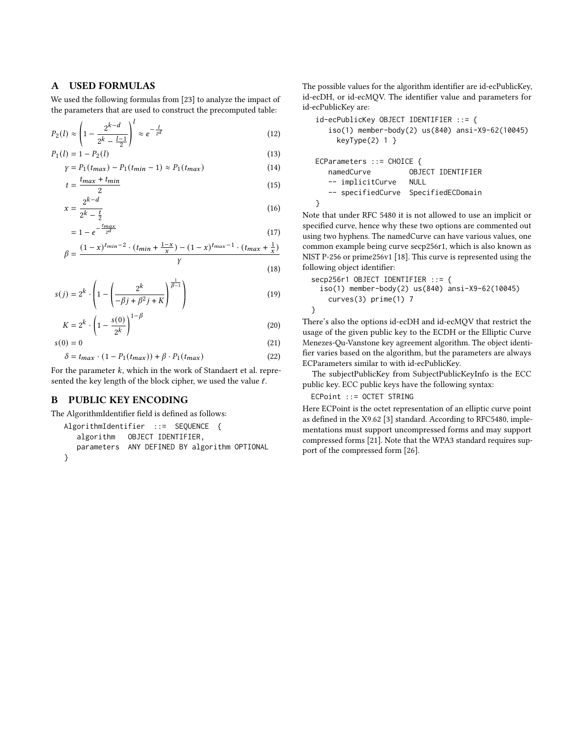## A USED FORMULAS

We used the following formulas from [23] to analyze the impact of the parameters that are used to construct the precomputed table:

$$P_2(l) \approx \left(1 - \frac{2^{k-d}}{2^k - \frac{l-1}{2}}\right)^l \approx e^{-\frac{l}{2^d}} \tag{12}$$

$$P_1(l) = 1 - P_2(l) \tag{13}$$

$$\gamma = P_1(t_{max}) - P_1(t_{min} - 1) \approx P_1(t_{max}) \tag{14}$$

$$t = \frac{t_{max} + t_{min}}{2} \tag{15}$$

$$x = \frac{2^{k-d}}{2^k - \frac{t}{2}} \tag{16}$$

$$= 1 - e^{-\frac{t_{max}}{2^d}} \tag{17}$$

$$\beta = \frac{(1-x)^{t_{min}-2} \cdot (t_{min} + \frac{1-x}{x}) - (1-x)^{t_{max}-1} \cdot (t_{max} + \frac{1}{x})}{\gamma} \tag{18}$$

$$s(j) = 2^k \cdot \left(1 - \left(\frac{2^k}{-\beta j + \beta^2 j + K}\right)^{\frac{1}{\beta - 1}}\right) \tag{19}$$

$$K = 2^k \cdot \left(1 - \frac{s(0)}{2^k}\right)^{1-\beta} \tag{20}$$

$$s(0) = 0 \tag{21}$$

$$\delta = t_{max} \cdot (1 - P_1(t_{max})) + \beta \cdot P_1(t_{max}) \tag{22}$$

For the parameter $k$, which in the work of Standaert et al. represented the key length of the block cipher, we used the value $\ell$.

## B PUBLIC KEY ENCODING

The AlgorithmIdentifier field is defined as follows:

```
AlgorithmIdentifier  ::=  SEQUENCE  {
   algorithm   OBJECT IDENTIFIER,
   parameters  ANY DEFINED BY algorithm OPTIONAL
}
```

The possible values for the algorithm identifier are id-ecPublicKey, id-ecDH, or id-ecMQV. The identifier value and parameters for id-ecPublicKey are:

```
id-ecPublicKey OBJECT IDENTIFIER ::= {
   iso(1) member-body(2) us(840) ansi-X9-62(10045)
     keyType(2) 1 }

ECParameters ::= CHOICE {
   namedCurve         OBJECT IDENTIFIER
   -- implicitCurve   NULL
   -- specifiedCurve  SpecifiedECDomain
}
```

Note that under RFC 5480 it is not allowed to use an implicit or specified curve, hence why these two options are commented out using two hyphens. The namedCurve can have various values, one common example being curve secp256r1, which is also known as NIST P-256 or prime256v1 [18]. This curve is represented using the following object identifier:

```
secp256r1 OBJECT IDENTIFIER ::= {
  iso(1) member-body(2) us(840) ansi-X9-62(10045)
    curves(3) prime(1) 7
}
```

There's also the options id-ecDH and id-ecMQV that restrict the usage of the given public key to the ECDH or the Elliptic Curve Menezes-Qu-Vanstone key agreement algorithm. The object identifier varies based on the algorithm, but the parameters are always ECParameters similar to with id-ecPublicKey.

The subjectPublicKey from SubjectPublicKeyInfo is the ECC public key. ECC public keys have the following syntax:

```
ECPoint ::= OCTET STRING
```

Here ECPoint is the octet representation of an elliptic curve point as defined in the X9.62 [3] standard. According to RFC5480, implementations must support uncompressed forms and may support compressed forms [21]. Note that the WPA3 standard requires support of the compressed form [26].